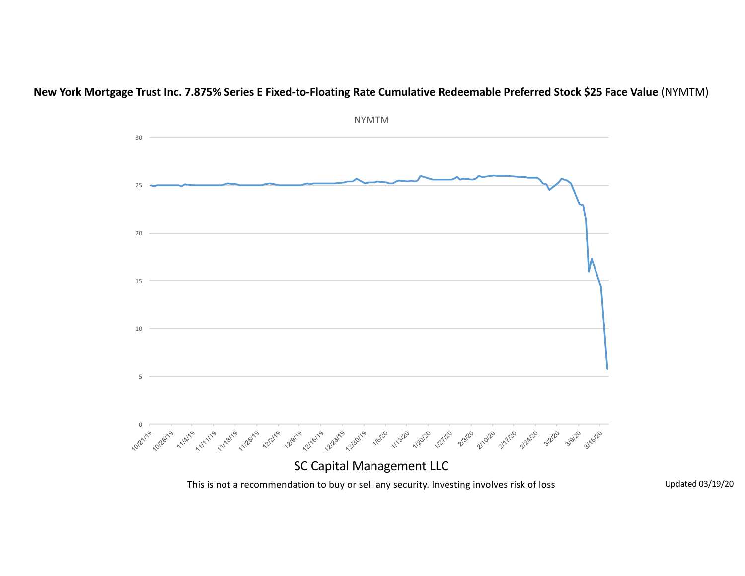**New York Mortgage Trust Inc. 7.875% Series E Fixed-to-Floating Rate Cumulative Redeemable Preferred Stock $25 Face Value** (NYMTM)

NYMTM

SC Capital Management LLC

This is not a recommendation to buy or sell any security. Investing involves risk of loss

Updated 03/19/20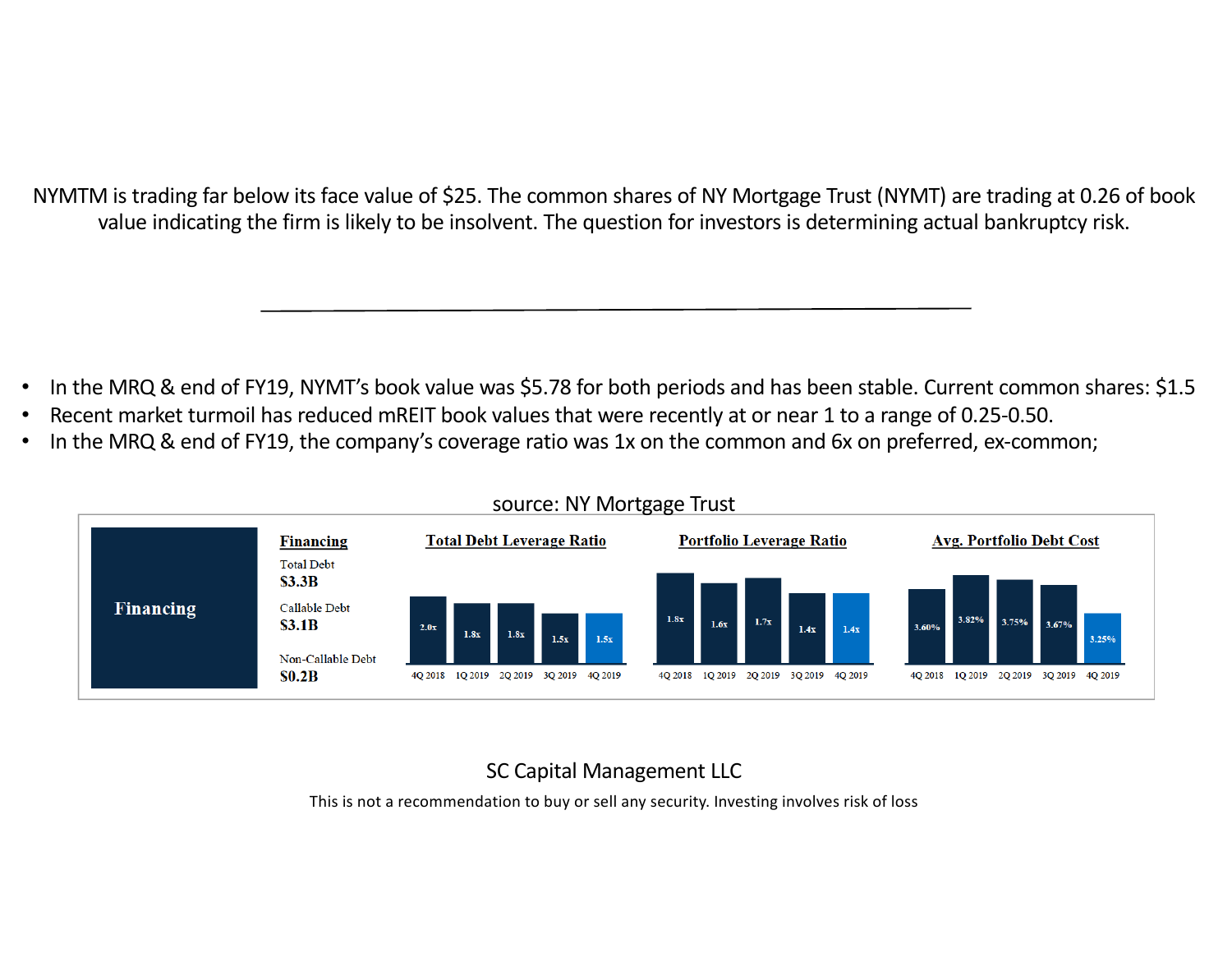NYMTM is trading far below its face value of $25. The common shares of NY Mortgage Trust (NYMT) are trading at 0.26 of book value indicating the firm is likely to be insolvent. The question for investors is determining actual bankruptcy risk.

---

- In the MRQ & end of FY19, NYMT's book value was $5.78 for both periods and has been stable. Current common shares: $1.5
- Recent market turmoil has reduced mREIT book values that were recently at or near 1 to a range of 0.25-0.50.
- In the MRQ & end of FY19, the company's coverage ratio was 1x on the common and 6x on preferred, ex-common;

source: NY Mortgage Trust

**Financing**

**Financing**

Total Debt
**$3.3B**

Callable Debt
**$3.1B**

Non-Callable Debt
**$0.2B**

| | 4Q 2018 | 1Q 2019 | 2Q 2019 | 3Q 2019 | 4Q 2019 |
|---|---|---|---|---|---|
| Total Debt Leverage Ratio | 2.0x | 1.8x | 1.8x | 1.5x | 1.5x |
| Portfolio Leverage Ratio | 1.8x | 1.6x | 1.7x | 1.4x | 1.4x |
| Avg. Portfolio Debt Cost | 3.60% | 3.82% | 3.75% | 3.67% | 3.25% |

SC Capital Management LLC

This is not a recommendation to buy or sell any security. Investing involves risk of loss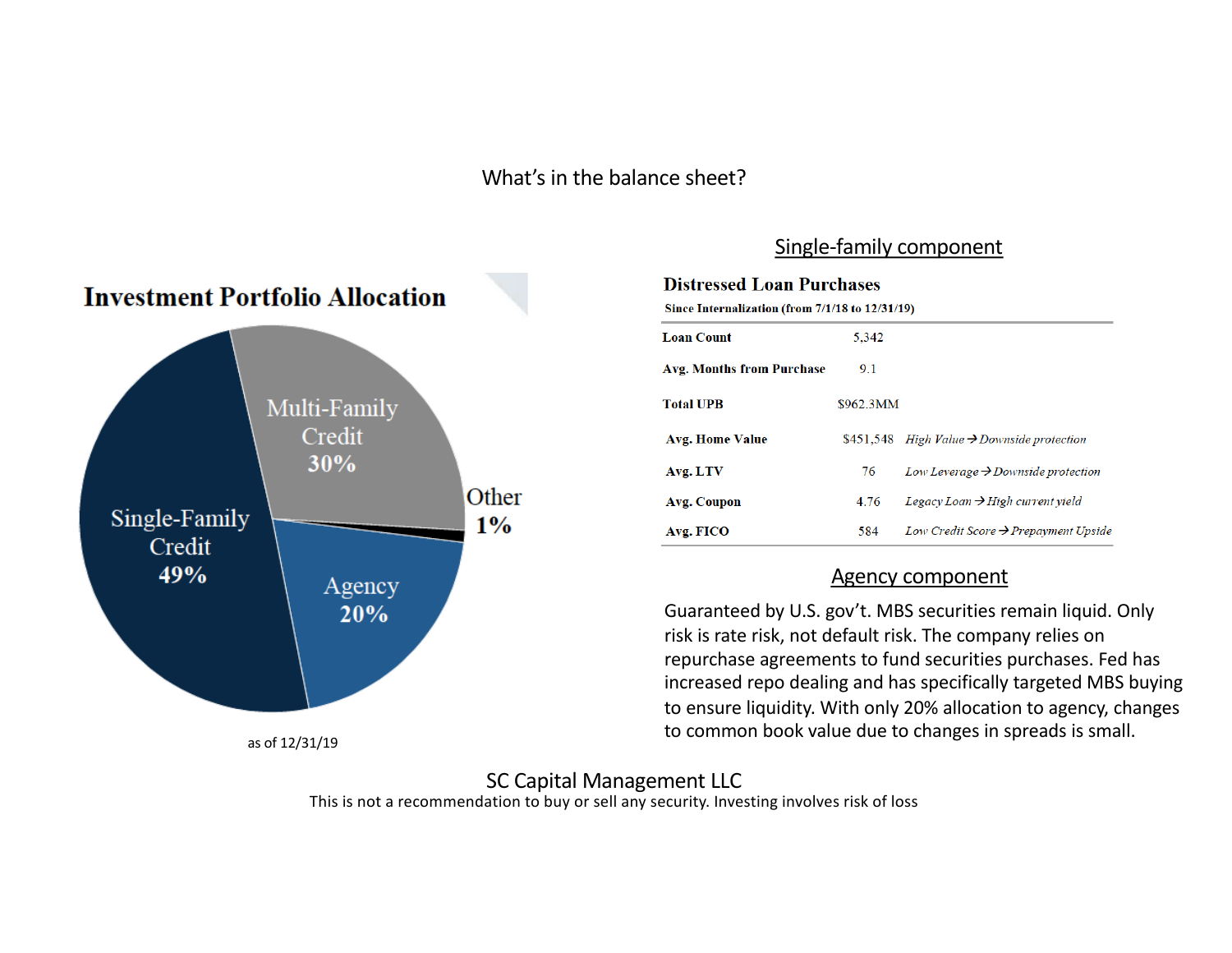# What's in the balance sheet?

## Investment Portfolio Allocation

| Category | Allocation |
|---|---|
| Single-Family Credit | 49% |
| Multi-Family Credit | 30% |
| Agency | 20% |
| Other | 1% |

as of 12/31/19

## Single-family component

### Distressed Loan Purchases

**Since Internalization (from 7/1/18 to 12/31/19)**

| | | |
|---|---|---|
| **Loan Count** | 5,342 | |
| **Avg. Months from Purchase** | 9.1 | |
| **Total UPB** | $962.3MM | |
| **Avg. Home Value** | $451,548 | *High Value → Downside protection* |
| **Avg. LTV** | 76 | *Low Leverage → Downside protection* |
| **Avg. Coupon** | 4.76 | *Legacy Loan → High current yield* |
| **Avg. FICO** | 584 | *Low Credit Score → Prepayment Upside* |

## Agency component

Guaranteed by U.S. gov't. MBS securities remain liquid. Only risk is rate risk, not default risk. The company relies on repurchase agreements to fund securities purchases. Fed has increased repo dealing and has specifically targeted MBS buying to ensure liquidity. With only 20% allocation to agency, changes to common book value due to changes in spreads is small.

SC Capital Management LLC

This is not a recommendation to buy or sell any security. Investing involves risk of loss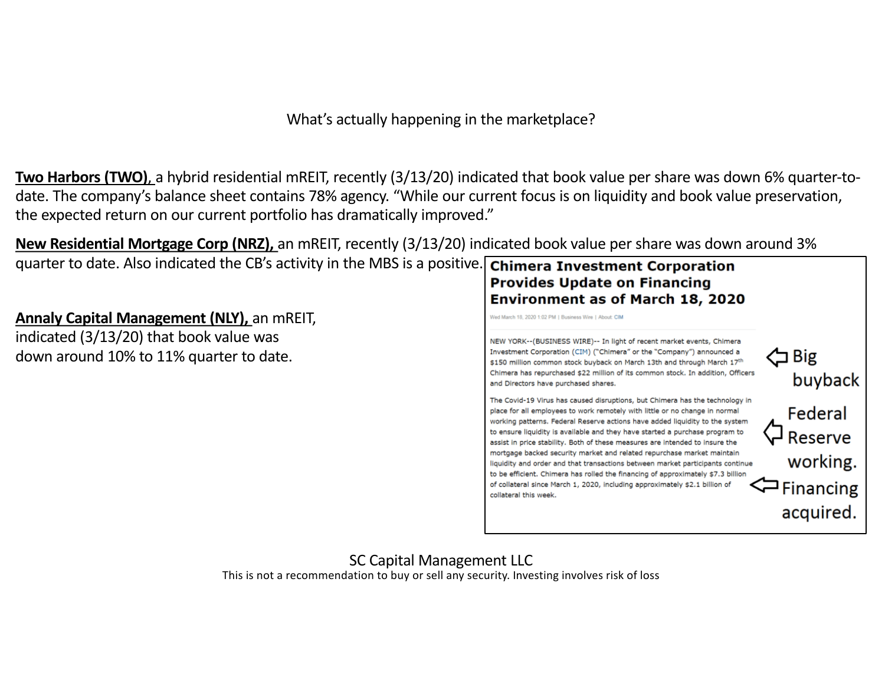What's actually happening in the marketplace?

**Two Harbors (TWO),** a hybrid residential mREIT, recently (3/13/20) indicated that book value per share was down 6% quarter-to-date. The company's balance sheet contains 78% agency. "While our current focus is on liquidity and book value preservation, the expected return on our current portfolio has dramatically improved."

**New Residential Mortgage Corp (NRZ),** an mREIT, recently (3/13/20) indicated book value per share was down around 3% quarter to date. Also indicated the CB's activity in the MBS is a positive.

**Annaly Capital Management (NLY),** an mREIT, indicated (3/13/20) that book value was down around 10% to 11% quarter to date.

**Chimera Investment Corporation Provides Update on Financing Environment as of March 18, 2020**

Wed March 18, 2020 1:02 PM | Business Wire | About: CIM

NEW YORK--(BUSINESS WIRE)-- In light of recent market events, Chimera Investment Corporation (CIM) ("Chimera" or the "Company") announced a $150 million common stock buyback on March 13th and through March 17th Chimera has repurchased $22 million of its common stock. In addition, Officers and Directors have purchased shares.

The Covid-19 Virus has caused disruptions, but Chimera has the technology in place for all employees to work remotely with little or no change in normal working patterns. Federal Reserve actions have added liquidity to the system to ensure liquidity is available and they have started a purchase program to assist in price stability. Both of these measures are intended to insure the mortgage backed security market and related repurchase market maintain liquidity and order and that transactions between market participants continue to be efficient. Chimera has rolled the financing of approximately $7.3 billion of collateral since March 1, 2020, including approximately $2.1 billion of collateral this week.

⇦ Big buyback

⇦ Federal Reserve working.

⇦ Financing acquired.

SC Capital Management LLC
This is not a recommendation to buy or sell any security. Investing involves risk of loss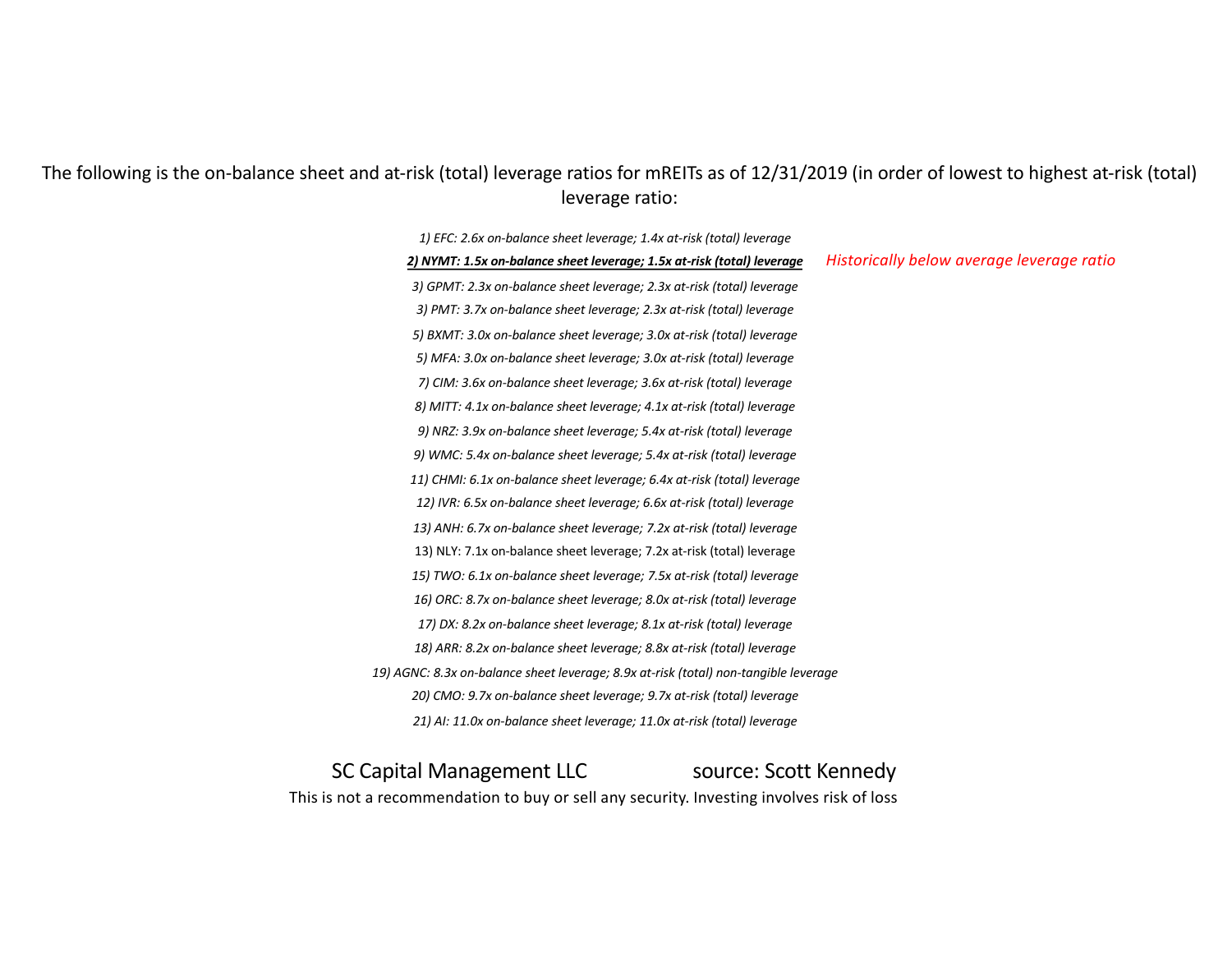The following is the on-balance sheet and at-risk (total) leverage ratios for mREITs as of 12/31/2019 (in order of lowest to highest at-risk (total) leverage ratio:

*1) EFC: 2.6x on-balance sheet leverage; 1.4x at-risk (total) leverage*

***2) NYMT: 1.5x on-balance sheet leverage; 1.5x at-risk (total) leverage*** *Historically below average leverage ratio*

*3) GPMT: 2.3x on-balance sheet leverage; 2.3x at-risk (total) leverage*

*3) PMT: 3.7x on-balance sheet leverage; 2.3x at-risk (total) leverage*

*5) BXMT: 3.0x on-balance sheet leverage; 3.0x at-risk (total) leverage*

*5) MFA: 3.0x on-balance sheet leverage; 3.0x at-risk (total) leverage*

*7) CIM: 3.6x on-balance sheet leverage; 3.6x at-risk (total) leverage*

*8) MITT: 4.1x on-balance sheet leverage; 4.1x at-risk (total) leverage*

*9) NRZ: 3.9x on-balance sheet leverage; 5.4x at-risk (total) leverage*

*9) WMC: 5.4x on-balance sheet leverage; 5.4x at-risk (total) leverage*

*11) CHMI: 6.1x on-balance sheet leverage; 6.4x at-risk (total) leverage*

*12) IVR: 6.5x on-balance sheet leverage; 6.6x at-risk (total) leverage*

*13) ANH: 6.7x on-balance sheet leverage; 7.2x at-risk (total) leverage*

13) NLY: 7.1x on-balance sheet leverage; 7.2x at-risk (total) leverage

*15) TWO: 6.1x on-balance sheet leverage; 7.5x at-risk (total) leverage*

*16) ORC: 8.7x on-balance sheet leverage; 8.0x at-risk (total) leverage*

*17) DX: 8.2x on-balance sheet leverage; 8.1x at-risk (total) leverage*

*18) ARR: 8.2x on-balance sheet leverage; 8.8x at-risk (total) leverage*

*19) AGNC: 8.3x on-balance sheet leverage; 8.9x at-risk (total) non-tangible leverage*

*20) CMO: 9.7x on-balance sheet leverage; 9.7x at-risk (total) leverage*

*21) AI: 11.0x on-balance sheet leverage; 11.0x at-risk (total) leverage*

SC Capital Management LLC source: Scott Kennedy

This is not a recommendation to buy or sell any security. Investing involves risk of loss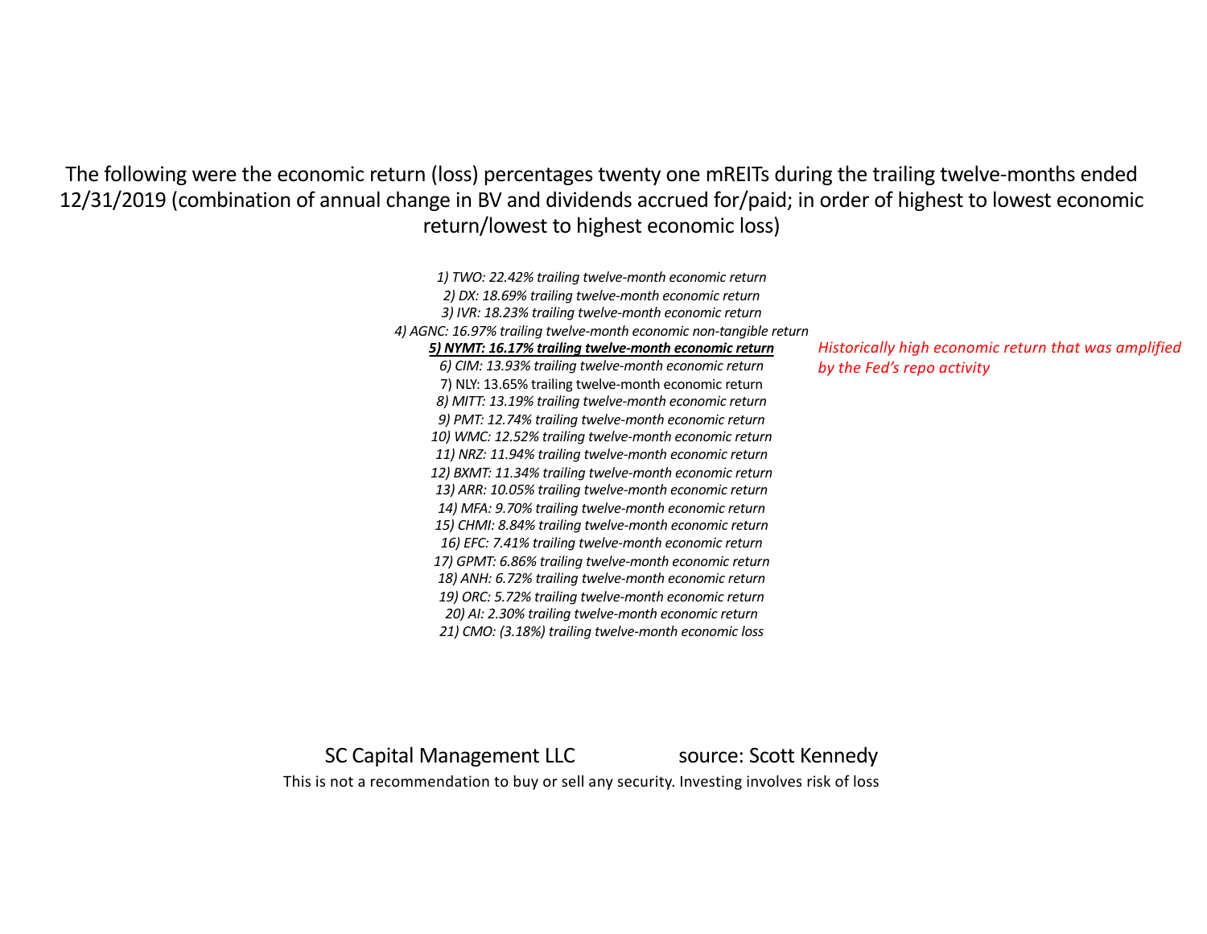The following were the economic return (loss) percentages twenty one mREITs during the trailing twelve-months ended 12/31/2019 (combination of annual change in BV and dividends accrued for/paid; in order of highest to lowest economic return/lowest to highest economic loss)

1) *TWO: 22.42% trailing twelve-month economic return*
2) *DX: 18.69% trailing twelve-month economic return*
3) *IVR: 18.23% trailing twelve-month economic return*
4) *AGNC: 16.97% trailing twelve-month economic non-tangible return*
5) ***NYMT: 16.17% trailing twelve-month economic return*** — *Historically high economic return that was amplified by the Fed's repo activity*
6) *CIM: 13.93% trailing twelve-month economic return*
7) NLY: 13.65% trailing twelve-month economic return
8) *MITT: 13.19% trailing twelve-month economic return*
9) *PMT: 12.74% trailing twelve-month economic return*
10) *WMC: 12.52% trailing twelve-month economic return*
11) *NRZ: 11.94% trailing twelve-month economic return*
12) *BXMT: 11.34% trailing twelve-month economic return*
13) *ARR: 10.05% trailing twelve-month economic return*
14) *MFA: 9.70% trailing twelve-month economic return*
15) *CHMI: 8.84% trailing twelve-month economic return*
16) *EFC: 7.41% trailing twelve-month economic return*
17) *GPMT: 6.86% trailing twelve-month economic return*
18) *ANH: 6.72% trailing twelve-month economic return*
19) *ORC: 5.72% trailing twelve-month economic return*
20) *AI: 2.30% trailing twelve-month economic return*
21) *CMO: (3.18%) trailing twelve-month economic loss*

SC Capital Management LLC — source: Scott Kennedy

This is not a recommendation to buy or sell any security. Investing involves risk of loss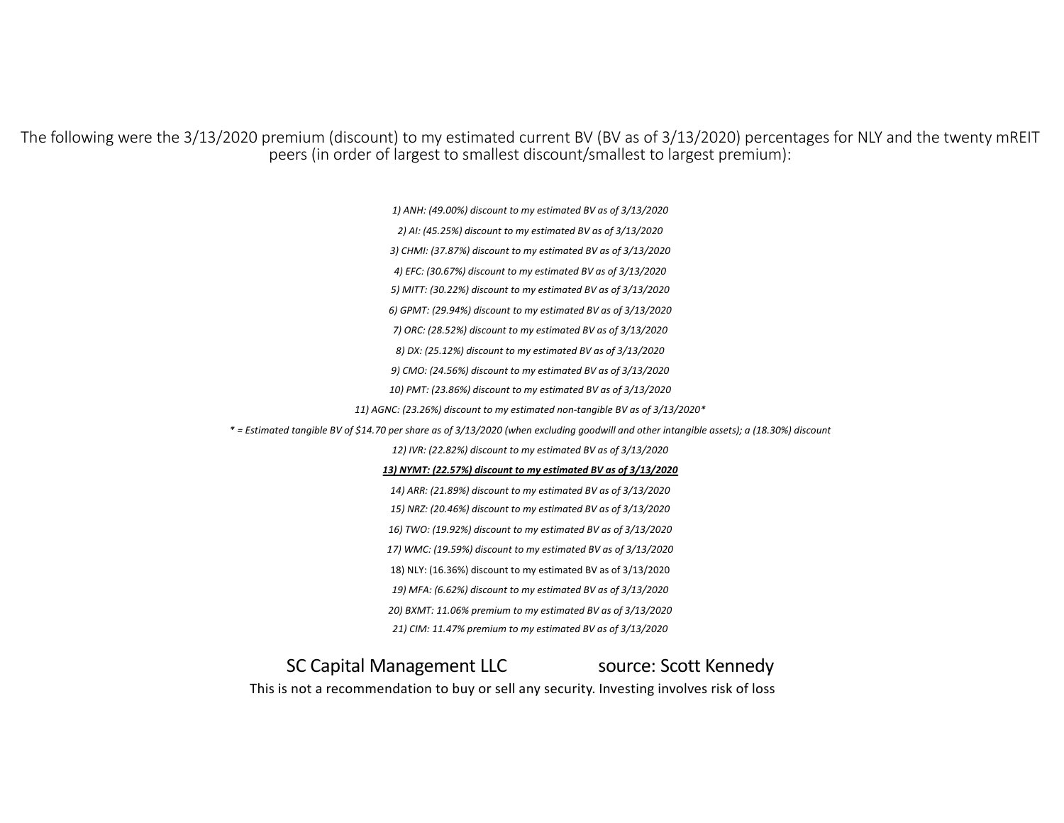The following were the 3/13/2020 premium (discount) to my estimated current BV (BV as of 3/13/2020) percentages for NLY and the twenty mREIT peers (in order of largest to smallest discount/smallest to largest premium):

*1) ANH: (49.00%) discount to my estimated BV as of 3/13/2020*

*2) AI: (45.25%) discount to my estimated BV as of 3/13/2020*

*3) CHMI: (37.87%) discount to my estimated BV as of 3/13/2020*

*4) EFC: (30.67%) discount to my estimated BV as of 3/13/2020*

*5) MITT: (30.22%) discount to my estimated BV as of 3/13/2020*

*6) GPMT: (29.94%) discount to my estimated BV as of 3/13/2020*

*7) ORC: (28.52%) discount to my estimated BV as of 3/13/2020*

*8) DX: (25.12%) discount to my estimated BV as of 3/13/2020*

*9) CMO: (24.56%) discount to my estimated BV as of 3/13/2020*

*10) PMT: (23.86%) discount to my estimated BV as of 3/13/2020*

*11) AGNC: (23.26%) discount to my estimated non-tangible BV as of 3/13/2020**

** = Estimated tangible BV of $14.70 per share as of 3/13/2020 (when excluding goodwill and other intangible assets); a (18.30%) discount*

*12) IVR: (22.82%) discount to my estimated BV as of 3/13/2020*

***13) NYMT: (22.57%) discount to my estimated BV as of 3/13/2020***

*14) ARR: (21.89%) discount to my estimated BV as of 3/13/2020*

*15) NRZ: (20.46%) discount to my estimated BV as of 3/13/2020*

*16) TWO: (19.92%) discount to my estimated BV as of 3/13/2020*

*17) WMC: (19.59%) discount to my estimated BV as of 3/13/2020*

18) NLY: (16.36%) discount to my estimated BV as of 3/13/2020

*19) MFA: (6.62%) discount to my estimated BV as of 3/13/2020*

*20) BXMT: 11.06% premium to my estimated BV as of 3/13/2020*

*21) CIM: 11.47% premium to my estimated BV as of 3/13/2020*

SC Capital Management LLC source: Scott Kennedy

This is not a recommendation to buy or sell any security. Investing involves risk of loss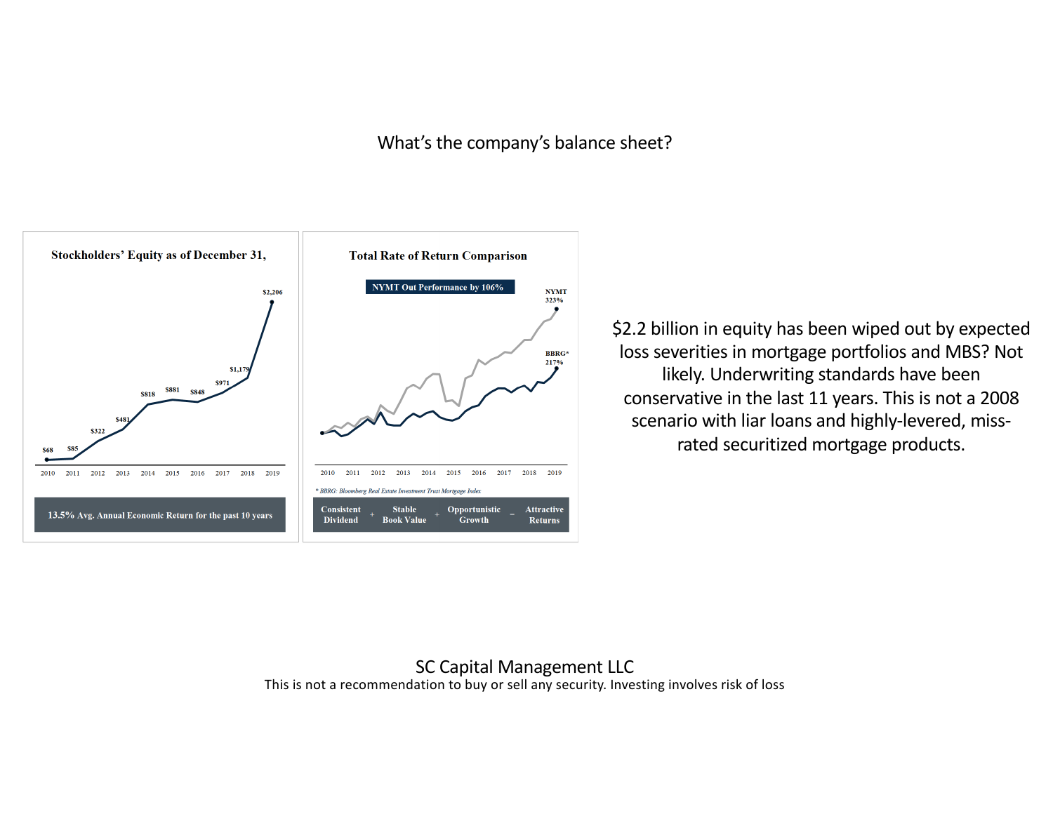What's the company's balance sheet?

**Stockholders' Equity as of December 31,**

| 2010 | 2011 | 2012 | 2013 | 2014 | 2015 | 2016 | 2017 | 2018 | 2019 |
|---|---|---|---|---|---|---|---|---|---|
| $68 | $85 | $322 | $481 | $818 | $881 | $848 | $971 | $1,179 | $2,206 |

13.5% Avg. Annual Economic Return for the past 10 years

**Total Rate of Return Comparison**

NYMT Out Performance by 106%

NYMT 323%

BBRG* 217%

2010 2011 2012 2013 2014 2015 2016 2017 2018 2019

*BBRG: Bloomberg Real Estate Investment Trust Mortgage Index*

Consistent Dividend + Stable Book Value + Opportunistic Growth = Attractive Returns

$2.2 billion in equity has been wiped out by expected loss severities in mortgage portfolios and MBS? Not likely. Underwriting standards have been conservative in the last 11 years. This is not a 2008 scenario with liar loans and highly-levered, miss-rated securitized mortgage products.

SC Capital Management LLC

This is not a recommendation to buy or sell any security. Investing involves risk of loss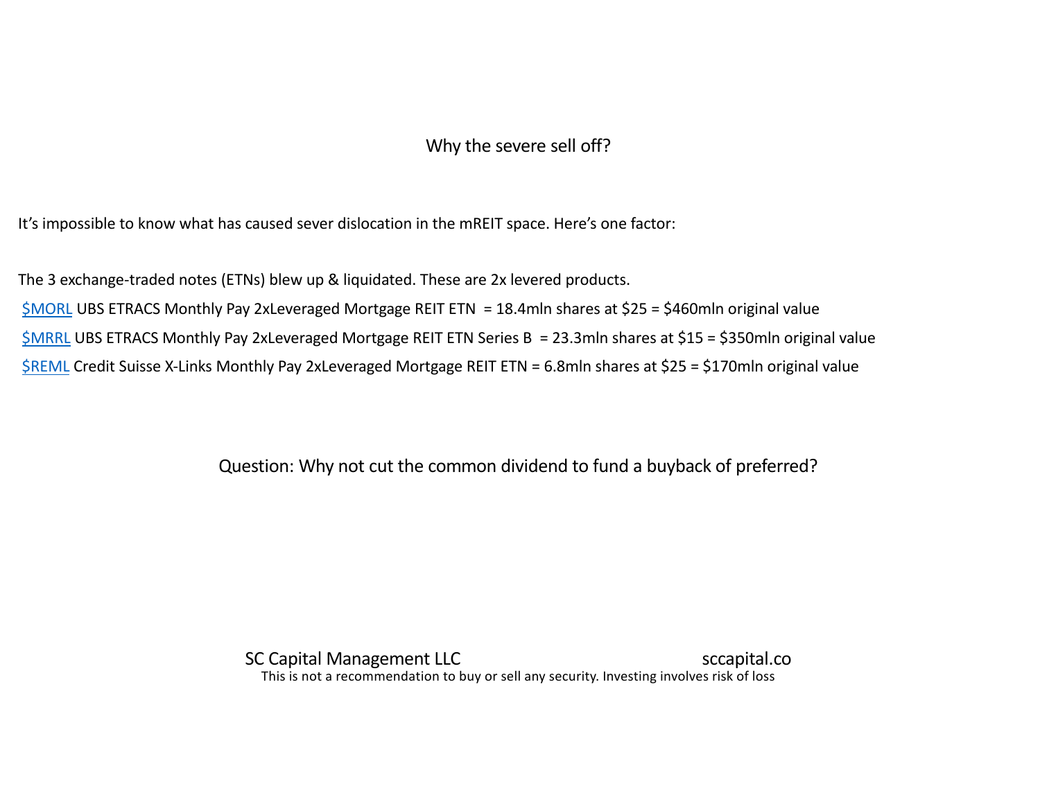## Why the severe sell off?

It’s impossible to know what has caused sever dislocation in the mREIT space. Here’s one factor:

The 3 exchange-traded notes (ETNs) blew up & liquidated. These are 2x levered products.

$MORL UBS ETRACS Monthly Pay 2xLeveraged Mortgage REIT ETN = 18.4mln shares at $25 = $460mln original value

$MRRL UBS ETRACS Monthly Pay 2xLeveraged Mortgage REIT ETN Series B = 23.3mln shares at $15 = $350mln original value

$REML Credit Suisse X-Links Monthly Pay 2xLeveraged Mortgage REIT ETN = 6.8mln shares at $25 = $170mln original value

Question: Why not cut the common dividend to fund a buyback of preferred?